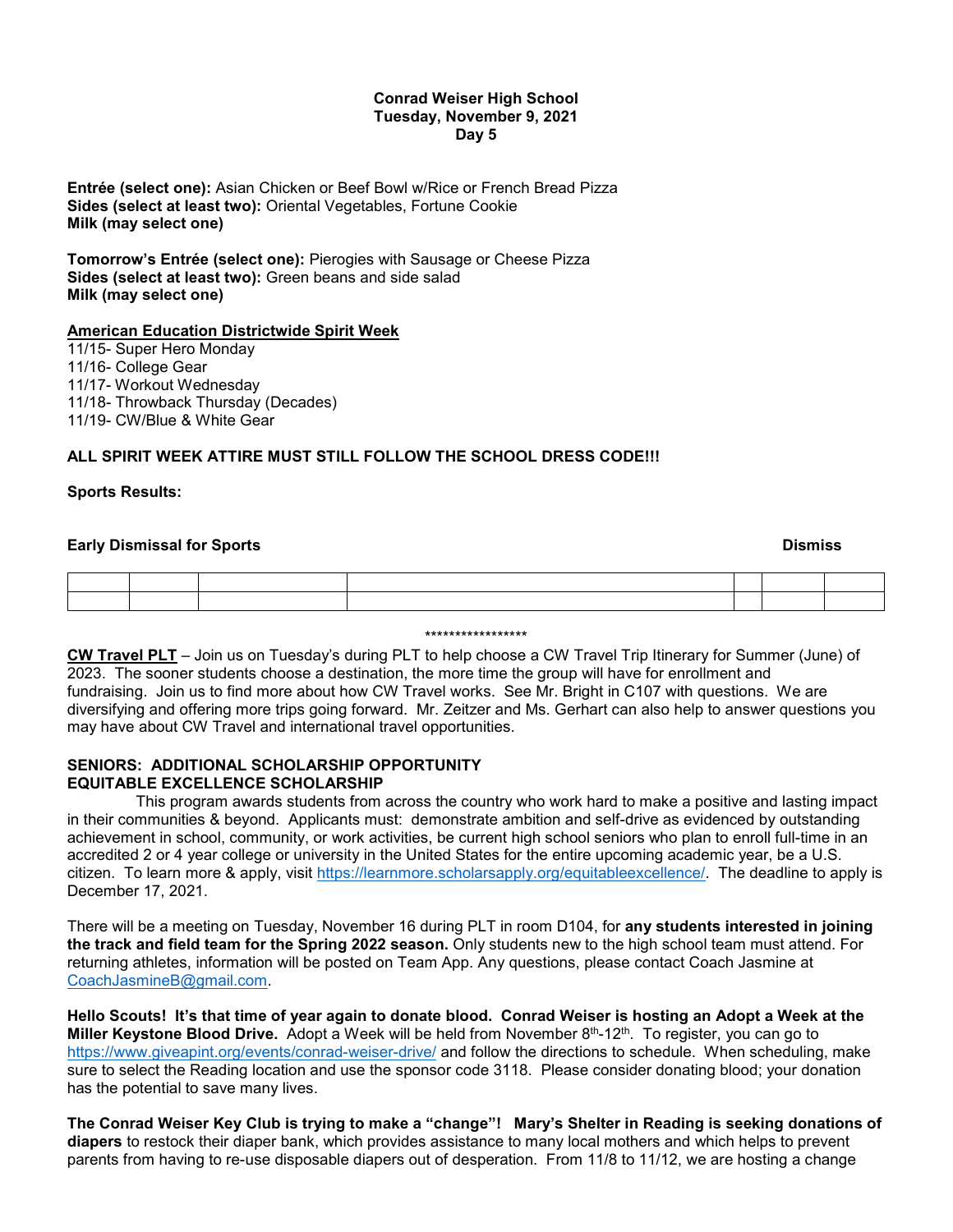**Conrad Weiser High School**
**Tuesday, November 9, 2021**
**Day 5**

**Entrée (select one):** Asian Chicken or Beef Bowl w/Rice or French Bread Pizza
**Sides (select at least two):** Oriental Vegetables, Fortune Cookie
**Milk (may select one)**

**Tomorrow's Entrée (select one):** Pierogies with Sausage or Cheese Pizza
**Sides (select at least two):** Green beans and side salad
**Milk (may select one)**

**<u>American Education Districtwide Spirit Week</u>**
11/15- Super Hero Monday
11/16- College Gear
11/17- Workout Wednesday
11/18- Throwback Thursday (Decades)
11/19- CW/Blue & White Gear

**ALL SPIRIT WEEK ATTIRE MUST STILL FOLLOW THE SCHOOL DRESS CODE!!!**

**Sports Results:**

**Early Dismissal for Sports** **Dismiss**

| | | | | | | |
|---|---|---|---|---|---|---|
| | | | | | | |

*****************

**<u>CW Travel PLT</u>** – Join us on Tuesday's during PLT to help choose a CW Travel Trip Itinerary for Summer (June) of 2023. The sooner students choose a destination, the more time the group will have for enrollment and fundraising. Join us to find more about how CW Travel works. See Mr. Bright in C107 with questions. We are diversifying and offering more trips going forward. Mr. Zeitzer and Ms. Gerhart can also help to answer questions you may have about CW Travel and international travel opportunities.

**SENIORS: ADDITIONAL SCHOLARSHIP OPPORTUNITY**
**EQUITABLE EXCELLENCE SCHOLARSHIP**

This program awards students from across the country who work hard to make a positive and lasting impact in their communities & beyond. Applicants must: demonstrate ambition and self-drive as evidenced by outstanding achievement in school, community, or work activities, be current high school seniors who plan to enroll full-time in an accredited 2 or 4 year college or university in the United States for the entire upcoming academic year, be a U.S. citizen. To learn more & apply, visit https://learnmore.scholarsapply.org/equitableexcellence/. The deadline to apply is December 17, 2021.

There will be a meeting on Tuesday, November 16 during PLT in room D104, for **any students interested in joining the track and field team for the Spring 2022 season.** Only students new to the high school team must attend. For returning athletes, information will be posted on Team App. Any questions, please contact Coach Jasmine at CoachJasmineB@gmail.com.

**Hello Scouts! It's that time of year again to donate blood. Conrad Weiser is hosting an Adopt a Week at the Miller Keystone Blood Drive.** Adopt a Week will be held from November 8th-12th. To register, you can go to https://www.giveapint.org/events/conrad-weiser-drive/ and follow the directions to schedule. When scheduling, make sure to select the Reading location and use the sponsor code 3118. Please consider donating blood; your donation has the potential to save many lives.

**The Conrad Weiser Key Club is trying to make a "change"! Mary's Shelter in Reading is seeking donations of diapers** to restock their diaper bank, which provides assistance to many local mothers and which helps to prevent parents from having to re-use disposable diapers out of desperation. From 11/8 to 11/12, we are hosting a change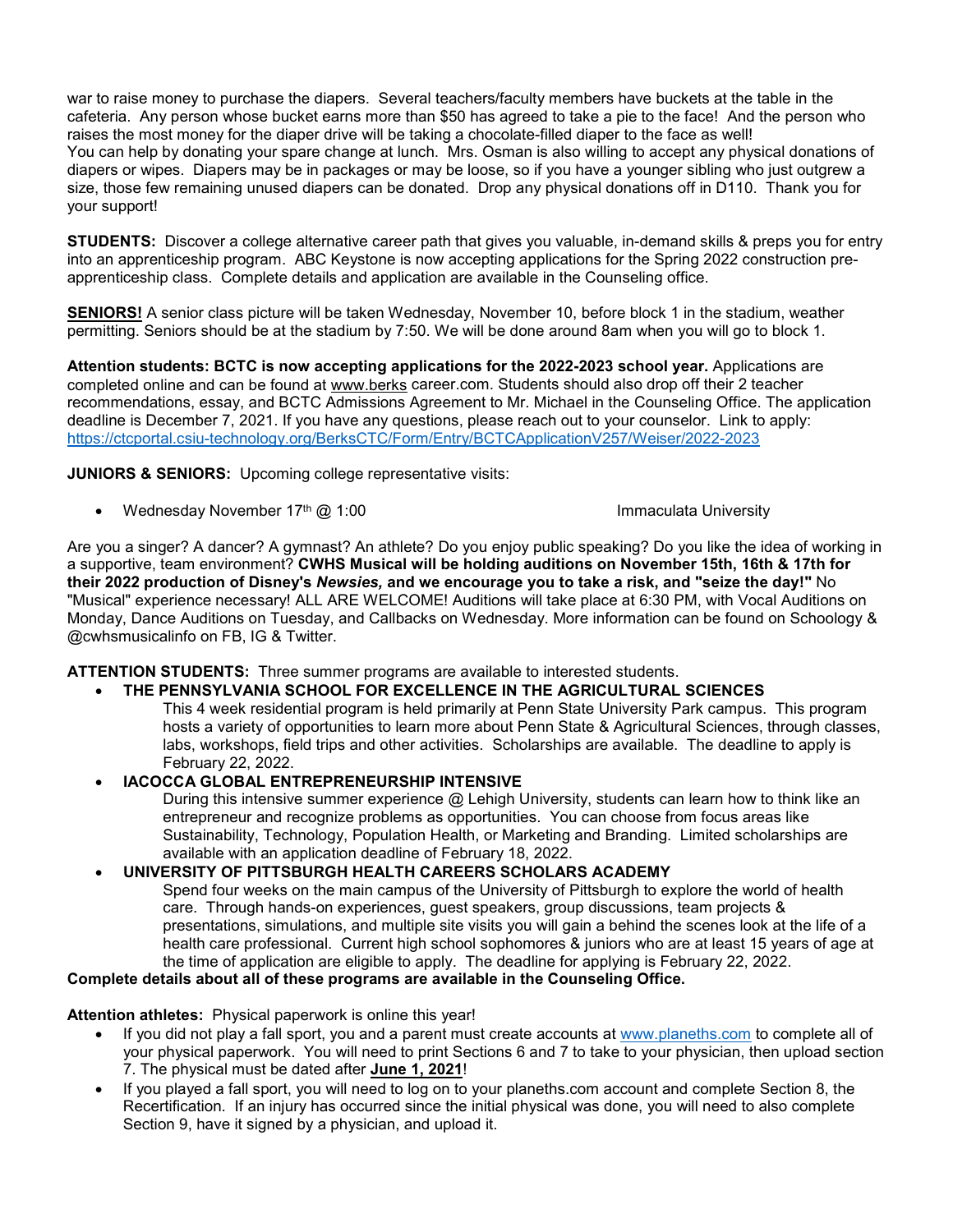war to raise money to purchase the diapers. Several teachers/faculty members have buckets at the table in the cafeteria. Any person whose bucket earns more than $50 has agreed to take a pie to the face! And the person who raises the most money for the diaper drive will be taking a chocolate-filled diaper to the face as well!
You can help by donating your spare change at lunch. Mrs. Osman is also willing to accept any physical donations of diapers or wipes. Diapers may be in packages or may be loose, so if you have a younger sibling who just outgrew a size, those few remaining unused diapers can be donated. Drop any physical donations off in D110. Thank you for your support!

**STUDENTS:** Discover a college alternative career path that gives you valuable, in-demand skills & preps you for entry into an apprenticeship program. ABC Keystone is now accepting applications for the Spring 2022 construction pre-apprenticeship class. Complete details and application are available in the Counseling office.

**SENIORS!** A senior class picture will be taken Wednesday, November 10, before block 1 in the stadium, weather permitting. Seniors should be at the stadium by 7:50. We will be done around 8am when you will go to block 1.

**Attention students: BCTC is now accepting applications for the 2022-2023 school year.** Applications are completed online and can be found at www.berks career.com. Students should also drop off their 2 teacher recommendations, essay, and BCTC Admissions Agreement to Mr. Michael in the Counseling Office. The application deadline is December 7, 2021. If you have any questions, please reach out to your counselor. Link to apply: https://ctcportal.csiu-technology.org/BerksCTC/Form/Entry/BCTCApplicationV257/Weiser/2022-2023

**JUNIORS & SENIORS:** Upcoming college representative visits:

- Wednesday November 17th @ 1:00 Immaculata University

Are you a singer? A dancer? A gymnast? An athlete? Do you enjoy public speaking? Do you like the idea of working in a supportive, team environment? **CWHS Musical will be holding auditions on November 15th, 16th & 17th for their 2022 production of Disney's *Newsies,* and we encourage you to take a risk, and "seize the day!"** No "Musical" experience necessary! ALL ARE WELCOME! Auditions will take place at 6:30 PM, with Vocal Auditions on Monday, Dance Auditions on Tuesday, and Callbacks on Wednesday. More information can be found on Schoology & @cwhsmusicalinfo on FB, IG & Twitter.

**ATTENTION STUDENTS:** Three summer programs are available to interested students.

- **THE PENNSYLVANIA SCHOOL FOR EXCELLENCE IN THE AGRICULTURAL SCIENCES**
  This 4 week residential program is held primarily at Penn State University Park campus. This program hosts a variety of opportunities to learn more about Penn State & Agricultural Sciences, through classes, labs, workshops, field trips and other activities. Scholarships are available. The deadline to apply is February 22, 2022.
- **IACOCCA GLOBAL ENTREPRENEURSHIP INTENSIVE**
  During this intensive summer experience @ Lehigh University, students can learn how to think like an entrepreneur and recognize problems as opportunities. You can choose from focus areas like Sustainability, Technology, Population Health, or Marketing and Branding. Limited scholarships are available with an application deadline of February 18, 2022.
- **UNIVERSITY OF PITTSBURGH HEALTH CAREERS SCHOLARS ACADEMY**
  Spend four weeks on the main campus of the University of Pittsburgh to explore the world of health care. Through hands-on experiences, guest speakers, group discussions, team projects & presentations, simulations, and multiple site visits you will gain a behind the scenes look at the life of a health care professional. Current high school sophomores & juniors who are at least 15 years of age at the time of application are eligible to apply. The deadline for applying is February 22, 2022.

**Complete details about all of these programs are available in the Counseling Office.**

**Attention athletes:** Physical paperwork is online this year!

- If you did not play a fall sport, you and a parent must create accounts at www.planeths.com to complete all of your physical paperwork. You will need to print Sections 6 and 7 to take to your physician, then upload section 7. The physical must be dated after **June 1, 2021**!
- If you played a fall sport, you will need to log on to your planeths.com account and complete Section 8, the Recertification. If an injury has occurred since the initial physical was done, you will need to also complete Section 9, have it signed by a physician, and upload it.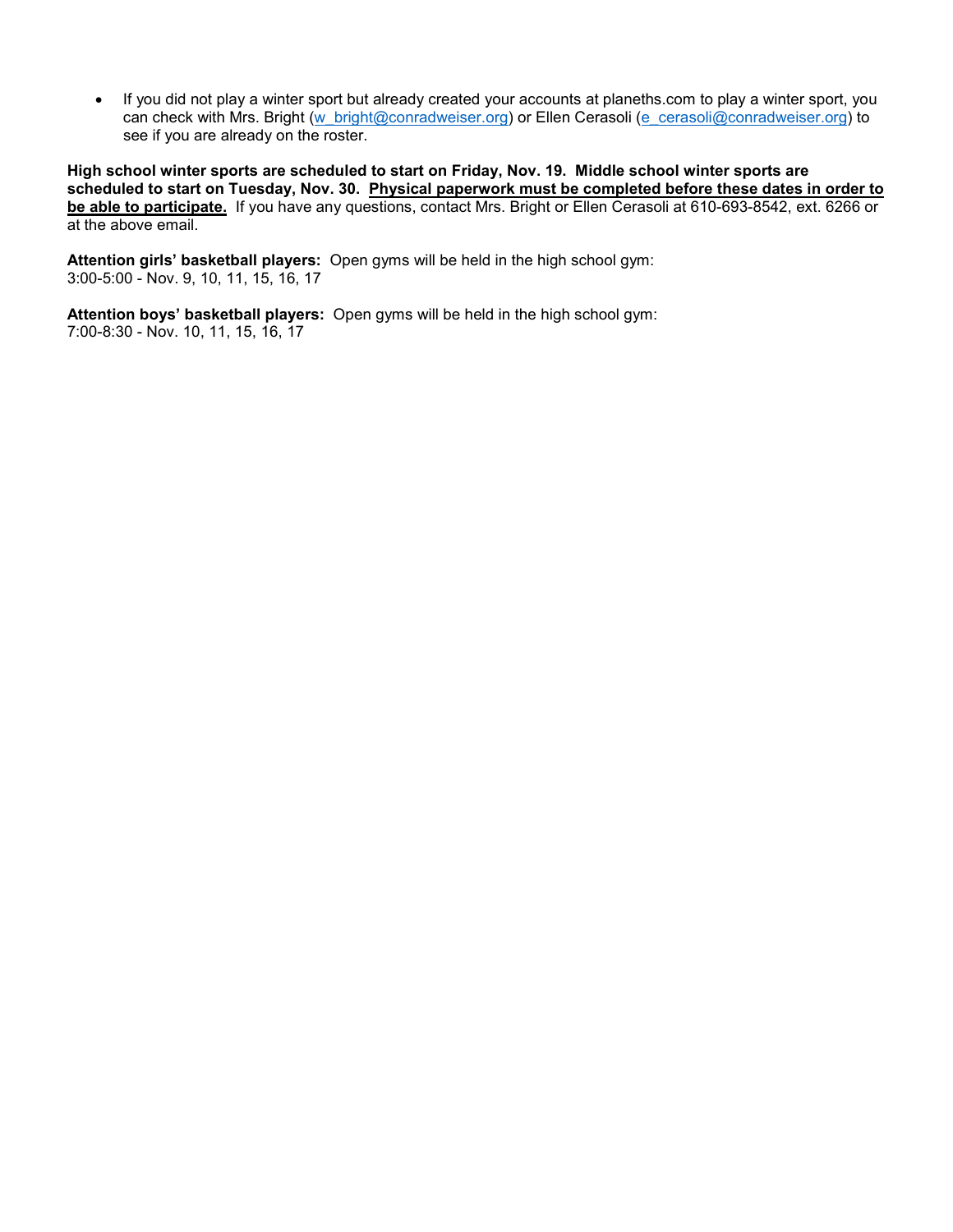- If you did not play a winter sport but already created your accounts at planeths.com to play a winter sport, you can check with Mrs. Bright (w_bright@conradweiser.org) or Ellen Cerasoli (e_cerasoli@conradweiser.org) to see if you are already on the roster.

**High school winter sports are scheduled to start on Friday, Nov. 19. Middle school winter sports are scheduled to start on Tuesday, Nov. 30. Physical paperwork must be completed before these dates in order to be able to participate.** If you have any questions, contact Mrs. Bright or Ellen Cerasoli at 610-693-8542, ext. 6266 or at the above email.

**Attention girls' basketball players:** Open gyms will be held in the high school gym:
3:00-5:00 - Nov. 9, 10, 11, 15, 16, 17

**Attention boys' basketball players:** Open gyms will be held in the high school gym:
7:00-8:30 - Nov. 10, 11, 15, 16, 17